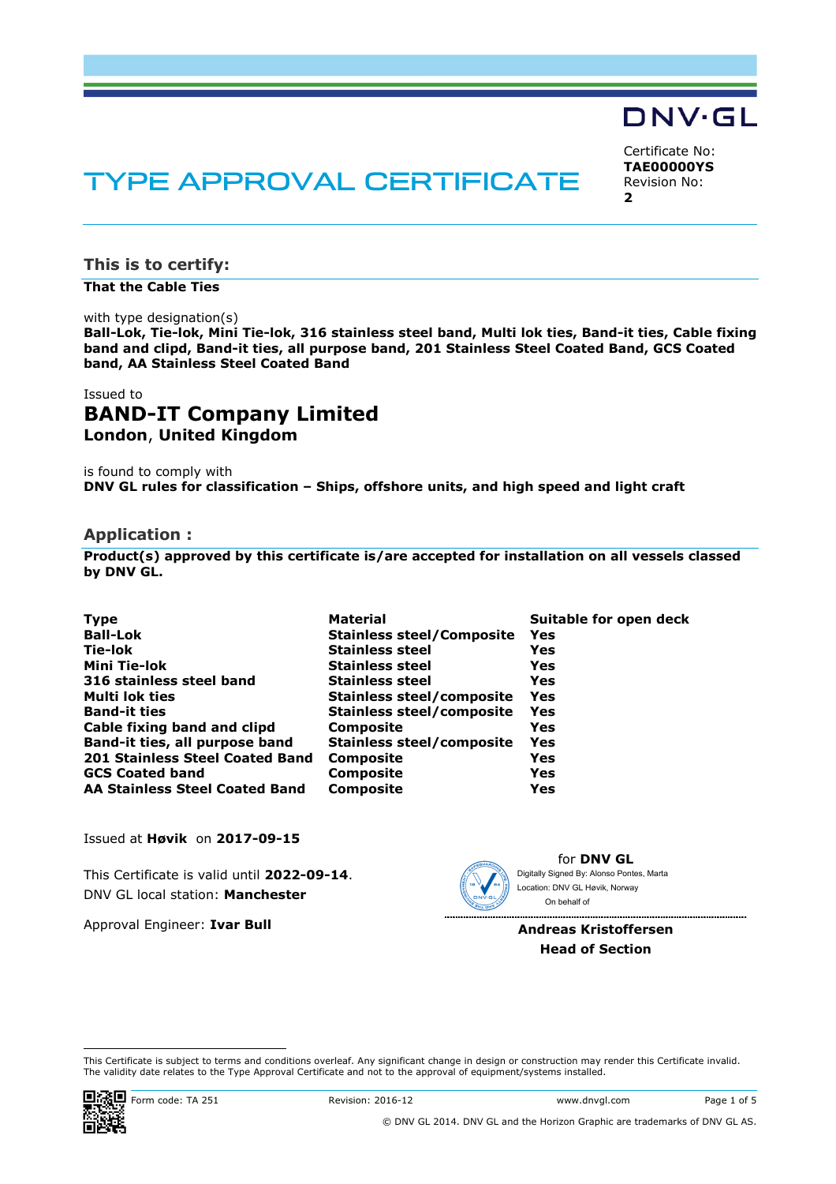DNV·GL

# TYPE APPROVAL CERTIFICATE

Certificate No:
**TAE00000YS**
Revision No:
**2**

## This is to certify:

**That the Cable Ties**

with type designation(s)
**Ball-Lok, Tie-lok, Mini Tie-lok, 316 stainless steel band, Multi lok ties, Band-it ties, Cable fixing band and clipd, Band-it ties, all purpose band, 201 Stainless Steel Coated Band, GCS Coated band, AA Stainless Steel Coated Band**

Issued to
# BAND-IT Company Limited
**London**, **United Kingdom**

is found to comply with
**DNV GL rules for classification – Ships, offshore units, and high speed and light craft**

## Application :

**Product(s) approved by this certificate is/are accepted for installation on all vessels classed by DNV GL.**

| Type | Material | Suitable for open deck |
|---|---|---|
| Ball-Lok | Stainless steel/Composite | Yes |
| Tie-lok | Stainless steel | Yes |
| Mini Tie-lok | Stainless steel | Yes |
| 316 stainless steel band | Stainless steel | Yes |
| Multi lok ties | Stainless steel/composite | Yes |
| Band-it ties | Stainless steel/composite | Yes |
| Cable fixing band and clipd | Composite | Yes |
| Band-it ties, all purpose band | Stainless steel/composite | Yes |
| 201 Stainless Steel Coated Band | Composite | Yes |
| GCS Coated band | Composite | Yes |
| AA Stainless Steel Coated Band | Composite | Yes |

Issued at **Høvik** on **2017-09-15**

This Certificate is valid until **2022-09-14**.
DNV GL local station: **Manchester**

Approval Engineer: **Ivar Bull**

for **DNV GL**
Digitally Signed By: Alonso Pontes, Marta
Location: DNV GL Høvik, Norway
On behalf of

**Andreas Kristoffersen**
**Head of Section**

This Certificate is subject to terms and conditions overleaf. Any significant change in design or construction may render this Certificate invalid. The validity date relates to the Type Approval Certificate and not to the approval of equipment/systems installed.

Form code: TA 251 Revision: 2016-12 www.dnvgl.com

© DNV GL 2014. DNV GL and the Horizon Graphic are trademarks of DNV GL AS.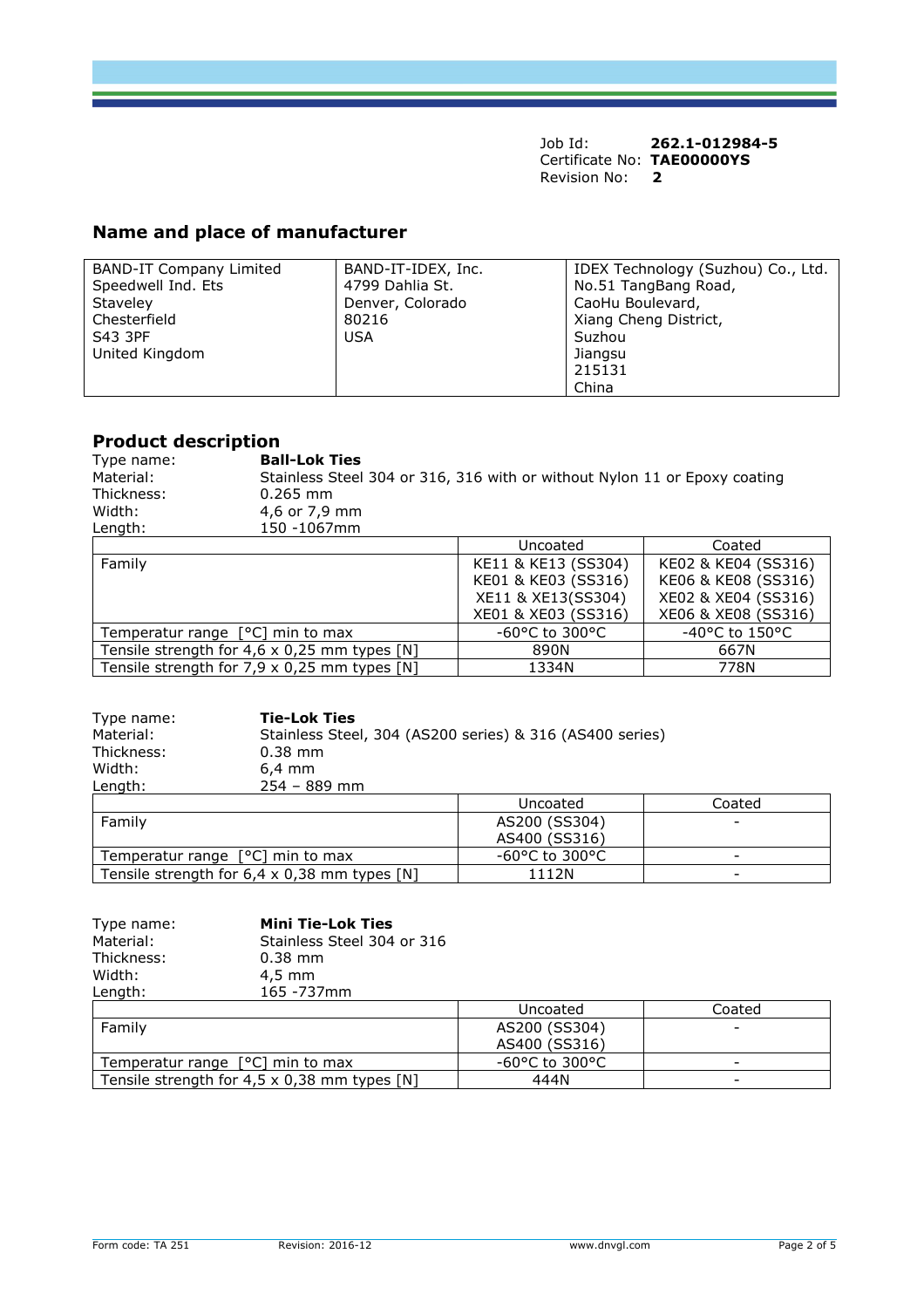Job Id: **262.1-012984-5**
Certificate No: **TAE00000YS**
Revision No: **2**

## Name and place of manufacturer

| BAND-IT Company Limited<br>Speedwell Ind. Ets<br>Staveley<br>Chesterfield<br>S43 3PF<br>United Kingdom | BAND-IT-IDEX, Inc.<br>4799 Dahlia St.<br>Denver, Colorado<br>80216<br>USA | IDEX Technology (Suzhou) Co., Ltd.<br>No.51 TangBang Road,<br>CaoHu Boulevard,<br>Xiang Cheng District,<br>Suzhou<br>Jiangsu<br>215131<br>China |
|---|---|---|

## Product description

Type name: **Ball-Lok Ties**
Material: Stainless Steel 304 or 316, 316 with or without Nylon 11 or Epoxy coating
Thickness: 0.265 mm
Width: 4,6 or 7,9 mm
Length: 150 -1067mm

| | Uncoated | Coated |
|---|---|---|
| Family | KE11 & KE13 (SS304)<br>KE01 & KE03 (SS316)<br>XE11 & XE13(SS304)<br>XE01 & XE03 (SS316) | KE02 & KE04 (SS316)<br>KE06 & KE08 (SS316)<br>XE02 & XE04 (SS316)<br>XE06 & XE08 (SS316) |
| Temperatur range [°C] min to max | -60°C to 300°C | -40°C to 150°C |
| Tensile strength for 4,6 x 0,25 mm types [N] | 890N | 667N |
| Tensile strength for 7,9 x 0,25 mm types [N] | 1334N | 778N |

Type name: **Tie-Lok Ties**
Material: Stainless Steel, 304 (AS200 series) & 316 (AS400 series)
Thickness: 0.38 mm
Width: 6,4 mm
Length: 254 – 889 mm

| | Uncoated | Coated |
|---|---|---|
| Family | AS200 (SS304)<br>AS400 (SS316) | - |
| Temperatur range [°C] min to max | -60°C to 300°C | - |
| Tensile strength for 6,4 x 0,38 mm types [N] | 1112N | - |

Type name: **Mini Tie-Lok Ties**
Material: Stainless Steel 304 or 316
Thickness: 0.38 mm
Width: 4,5 mm
Length: 165 -737mm

| | Uncoated | Coated |
|---|---|---|
| Family | AS200 (SS304)<br>AS400 (SS316) | - |
| Temperatur range [°C] min to max | -60°C to 300°C | - |
| Tensile strength for 4,5 x 0,38 mm types [N] | 444N | - |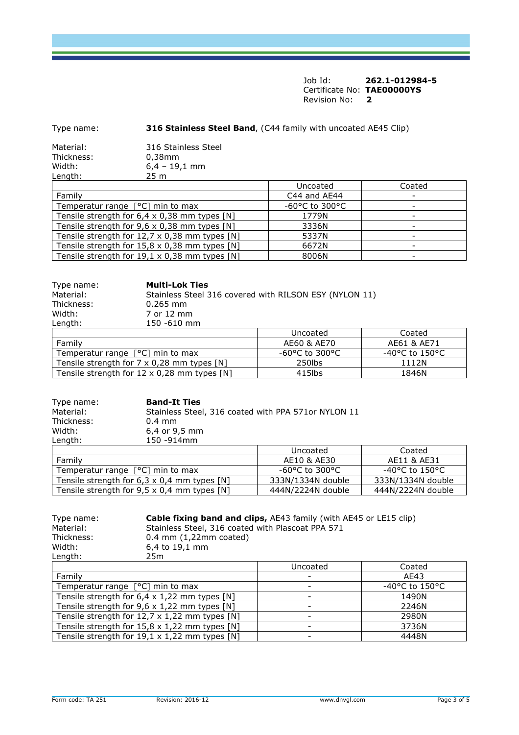Job Id: **262.1-012984-5**
Certificate No: **TAE00000YS**
Revision No: **2**

Type name: **316 Stainless Steel Band**, (C44 family with uncoated AE45 Clip)

Material: 316 Stainless Steel
Thickness: 0,38mm
Width: 6,4 – 19,1 mm
Length: 25 m

| | Uncoated | Coated |
|---|---|---|
| Family | C44 and AE44 | - |
| Temperatur range [°C] min to max | -60°C to 300°C | - |
| Tensile strength for 6,4 x 0,38 mm types [N] | 1779N | - |
| Tensile strength for 9,6 x 0,38 mm types [N] | 3336N | - |
| Tensile strength for 12,7 x 0,38 mm types [N] | 5337N | - |
| Tensile strength for 15,8 x 0,38 mm types [N] | 6672N | - |
| Tensile strength for 19,1 x 0,38 mm types [N] | 8006N | - |

Type name: **Multi-Lok Ties**
Material: Stainless Steel 316 covered with RILSON ESY (NYLON 11)
Thickness: 0.265 mm
Width: 7 or 12 mm
Length: 150 -610 mm

| | Uncoated | Coated |
|---|---|---|
| Family | AE60 & AE70 | AE61 & AE71 |
| Temperatur range [°C] min to max | -60°C to 300°C | -40°C to 150°C |
| Tensile strength for 7 x 0,28 mm types [N] | 250lbs | 1112N |
| Tensile strength for 12 x 0,28 mm types [N] | 415lbs | 1846N |

Type name: **Band-It Ties**
Material: Stainless Steel, 316 coated with PPA 571or NYLON 11
Thickness: 0.4 mm
Width: 6,4 or 9,5 mm
Length: 150 -914mm

| | Uncoated | Coated |
|---|---|---|
| Family | AE10 & AE30 | AE11 & AE31 |
| Temperatur range [°C] min to max | -60°C to 300°C | -40°C to 150°C |
| Tensile strength for 6,3 x 0,4 mm types [N] | 333N/1334N double | 333N/1334N double |
| Tensile strength for 9,5 x 0,4 mm types [N] | 444N/2224N double | 444N/2224N double |

Type name: **Cable fixing band and clips,** AE43 family (with AE45 or LE15 clip)
Material: Stainless Steel, 316 coated with Plascoat PPA 571
Thickness: 0.4 mm (1,22mm coated)
Width: 6,4 to 19,1 mm
Length: 25m

| | Uncoated | Coated |
|---|---|---|
| Family | - | AE43 |
| Temperatur range [°C] min to max | - | -40°C to 150°C |
| Tensile strength for 6,4 x 1,22 mm types [N] | - | 1490N |
| Tensile strength for 9,6 x 1,22 mm types [N] | - | 2246N |
| Tensile strength for 12,7 x 1,22 mm types [N] | - | 2980N |
| Tensile strength for 15,8 x 1,22 mm types [N] | - | 3736N |
| Tensile strength for 19,1 x 1,22 mm types [N] | - | 4448N |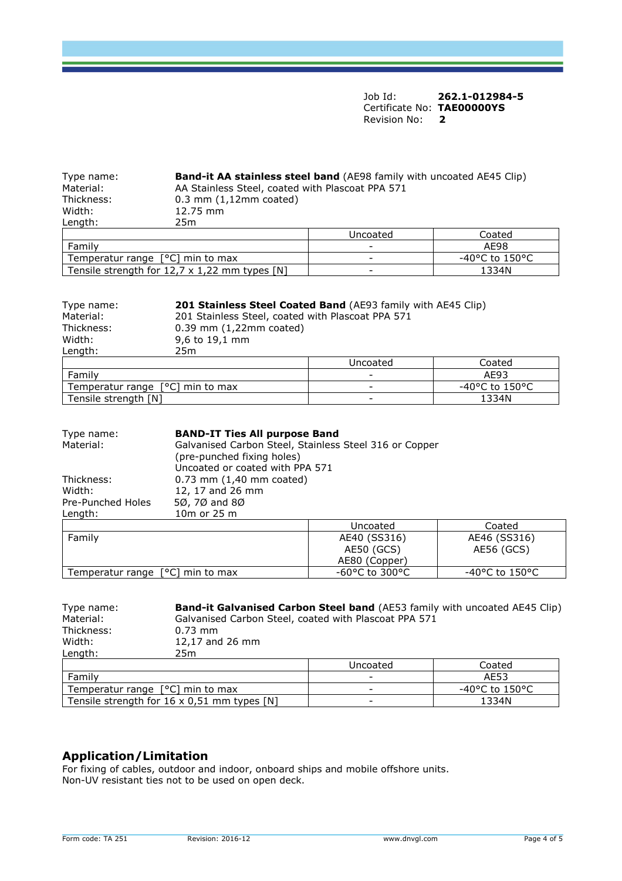Job Id: **262.1-012984-5**
Certificate No: **TAE00000YS**
Revision No: **2**

Type name: **Band-it AA stainless steel band** (AE98 family with uncoated AE45 Clip)
Material: AA Stainless Steel, coated with Plascoat PPA 571
Thickness: 0.3 mm (1,12mm coated)
Width: 12.75 mm
Length: 25m

| | Uncoated | Coated |
|---|---|---|
| Family | - | AE98 |
| Temperatur range [°C] min to max | - | -40°C to 150°C |
| Tensile strength for 12,7 x 1,22 mm types [N] | - | 1334N |

Type name: **201 Stainless Steel Coated Band** (AE93 family with AE45 Clip)
Material: 201 Stainless Steel, coated with Plascoat PPA 571
Thickness: 0.39 mm (1,22mm coated)
Width: 9,6 to 19,1 mm
Length: 25m

| | Uncoated | Coated |
|---|---|---|
| Family | - | AE93 |
| Temperatur range [°C] min to max | - | -40°C to 150°C |
| Tensile strength [N] | - | 1334N |

Type name: **BAND-IT Ties All purpose Band**
Material: Galvanised Carbon Steel, Stainless Steel 316 or Copper (pre-punched fixing holes) Uncoated or coated with PPA 571
Thickness: 0.73 mm (1,40 mm coated)
Width: 12, 17 and 26 mm
Pre-Punched Holes 5Ø, 7Ø and 8Ø
Length: 10m or 25 m

| | Uncoated | Coated |
|---|---|---|
| Family | AE40 (SS316)<br>AE50 (GCS)<br>AE80 (Copper) | AE46 (SS316)<br>AE56 (GCS) |
| Temperatur range [°C] min to max | -60°C to 300°C | -40°C to 150°C |

Type name: **Band-it Galvanised Carbon Steel band** (AE53 family with uncoated AE45 Clip)
Material: Galvanised Carbon Steel, coated with Plascoat PPA 571
Thickness: 0.73 mm
Width: 12,17 and 26 mm
Length: 25m

| | Uncoated | Coated |
|---|---|---|
| Family | - | AE53 |
| Temperatur range [°C] min to max | - | -40°C to 150°C |
| Tensile strength for 16 x 0,51 mm types [N] | - | 1334N |

## Application/Limitation

For fixing of cables, outdoor and indoor, onboard ships and mobile offshore units.
Non-UV resistant ties not to be used on open deck.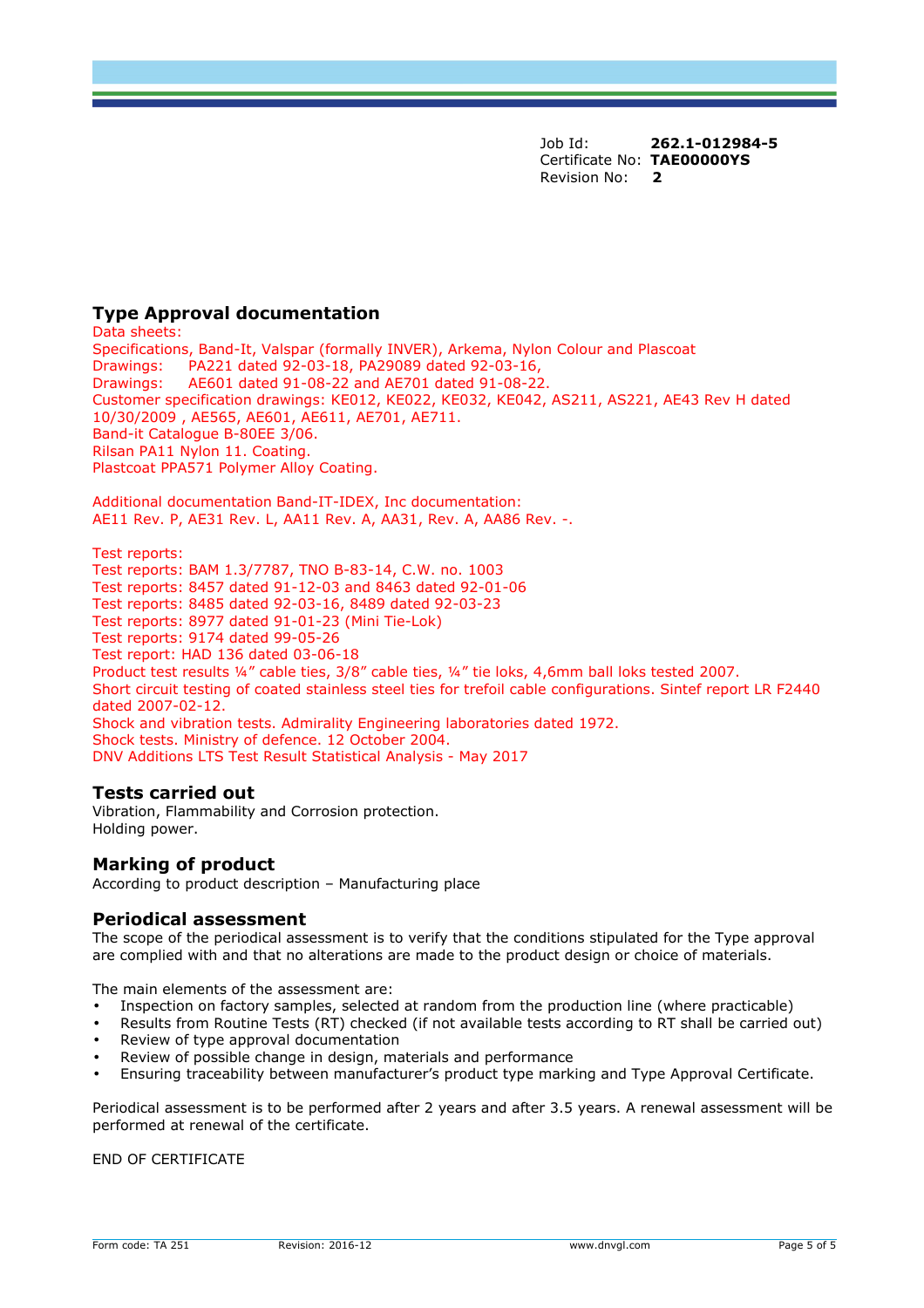Job Id: **262.1-012984-5**
Certificate No: **TAE00000YS**
Revision No: **2**

## Type Approval documentation

Data sheets:
Specifications, Band-It, Valspar (formally INVER), Arkema, Nylon Colour and Plascoat
Drawings: PA221 dated 92-03-18, PA29089 dated 92-03-16,
Drawings: AE601 dated 91-08-22 and AE701 dated 91-08-22.
Customer specification drawings: KE012, KE022, KE032, KE042, AS211, AS221, AE43 Rev H dated 10/30/2009 , AE565, AE601, AE611, AE701, AE711.
Band-it Catalogue B-80EE 3/06.
Rilsan PA11 Nylon 11. Coating.
Plastcoat PPA571 Polymer Alloy Coating.

Additional documentation Band-IT-IDEX, Inc documentation:
AE11 Rev. P, AE31 Rev. L, AA11 Rev. A, AA31, Rev. A, AA86 Rev. -.

Test reports:
Test reports: BAM 1.3/7787, TNO B-83-14, C.W. no. 1003
Test reports: 8457 dated 91-12-03 and 8463 dated 92-01-06
Test reports: 8485 dated 92-03-16, 8489 dated 92-03-23
Test reports: 8977 dated 91-01-23 (Mini Tie-Lok)
Test reports: 9174 dated 99-05-26
Test report: HAD 136 dated 03-06-18
Product test results ¼" cable ties, 3/8" cable ties, ¼" tie loks, 4,6mm ball loks tested 2007.
Short circuit testing of coated stainless steel ties for trefoil cable configurations. Sintef report LR F2440 dated 2007-02-12.
Shock and vibration tests. Admirality Engineering laboratories dated 1972.
Shock tests. Ministry of defence. 12 October 2004.
DNV Additions LTS Test Result Statistical Analysis - May 2017

## Tests carried out

Vibration, Flammability and Corrosion protection.
Holding power.

## Marking of product

According to product description – Manufacturing place

## Periodical assessment

The scope of the periodical assessment is to verify that the conditions stipulated for the Type approval are complied with and that no alterations are made to the product design or choice of materials.

The main elements of the assessment are:

- Inspection on factory samples, selected at random from the production line (where practicable)
- Results from Routine Tests (RT) checked (if not available tests according to RT shall be carried out)
- Review of type approval documentation
- Review of possible change in design, materials and performance
- Ensuring traceability between manufacturer's product type marking and Type Approval Certificate.

Periodical assessment is to be performed after 2 years and after 3.5 years. A renewal assessment will be performed at renewal of the certificate.

END OF CERTIFICATE